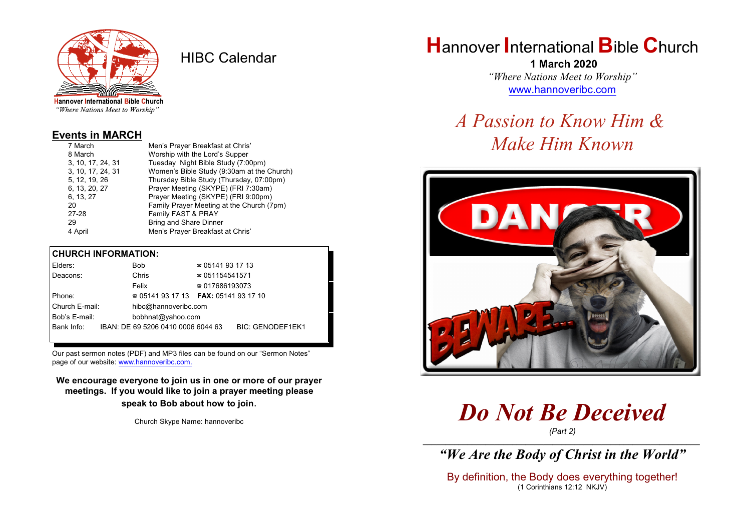Hannover International Bible Church
*"Where Nations Meet to Worship"*

# HIBC Calendar

## Events in MARCH

| | |
|---|---|
| 7 March | Men's Prayer Breakfast at Chris' |
| 8 March | Worship with the Lord's Supper |
| 3, 10, 17, 24, 31 | Tuesday Night Bible Study (7:00pm) |
| 3, 10, 17, 24, 31 | Women's Bible Study (9:30am at the Church) |
| 5, 12, 19, 26 | Thursday Bible Study (Thursday, 07:00pm) |
| 6, 13, 20, 27 | Prayer Meeting (SKYPE) (FRI 7:30am) |
| 6, 13, 27 | Prayer Meeting (SKYPE) (FRI 9:00pm) |
| 20 | Family Prayer Meeting at the Church (7pm) |
| 27-28 | Family FAST & PRAY |
| 29 | Bring and Share Dinner |
| 4 April | Men's Prayer Breakfast at Chris' |

## CHURCH INFORMATION:

| | | |
|---|---|---|
| Elders: | Bob | ☎ 05141 93 17 13 |
| Deacons: | Chris | ☎ 051154541571 |
| | Felix | ☎ 017686193073 |
| Phone: | ☎ 05141 93 17 13 | **FAX:** 05141 93 17 10 |
| Church E-mail: | hibc@hannoveribc.com | |
| Bob's E-mail: | bobhnat@yahoo.com | |
| Bank Info: | IBAN: DE 69 5206 0410 0006 6044 63 | BIC: GENODEF1EK1 |

Our past sermon notes (PDF) and MP3 files can be found on our "Sermon Notes" page of our website: www.hannoveribc.com.

**We encourage everyone to join us in one or more of our prayer meetings. If you would like to join a prayer meeting please speak to Bob about how to join.**

Church Skype Name: hannoveribc

# Hannover International Bible Church

**1 March 2020**

*"Where Nations Meet to Worship"*

www.hannoveribc.com

## *A Passion to Know Him & Make Him Known*

# *Do Not Be Deceived*

*(Part 2)*

---

***"We Are the Body of Christ in the World"***

By definition, the Body does everything together!
(1 Corinthians 12:12 NKJV)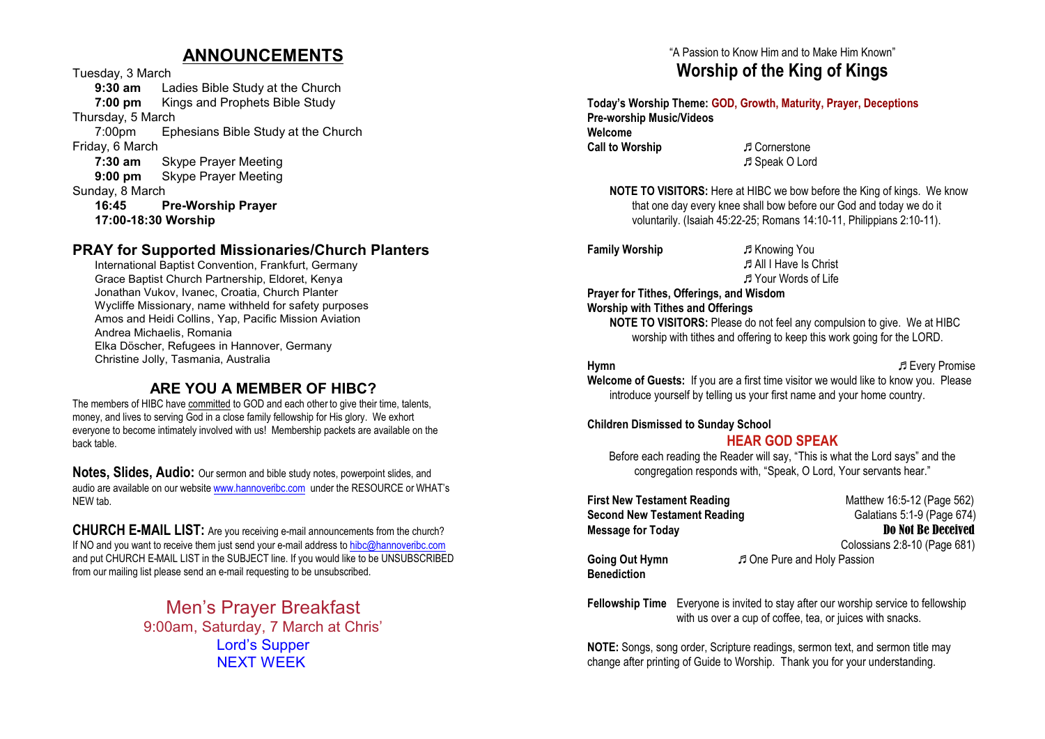# ANNOUNCEMENTS

Tuesday, 3 March

- **9:30 am** Ladies Bible Study at the Church
- **7:00 pm** Kings and Prophets Bible Study

Thursday, 5 March

- 7:00pm Ephesians Bible Study at the Church

Friday, 6 March

- **7:30 am** Skype Prayer Meeting
- **9:00 pm** Skype Prayer Meeting

Sunday, 8 March

- **16:45 Pre-Worship Prayer**
- **17:00-18:30 Worship**

## PRAY for Supported Missionaries/Church Planters

International Baptist Convention, Frankfurt, Germany
Grace Baptist Church Partnership, Eldoret, Kenya
Jonathan Vukov, Ivanec, Croatia, Church Planter
Wycliffe Missionary, name withheld for safety purposes
Amos and Heidi Collins, Yap, Pacific Mission Aviation
Andrea Michaelis, Romania
Elka Döscher, Refugees in Hannover, Germany
Christine Jolly, Tasmania, Australia

## ARE YOU A MEMBER OF HIBC?

The members of HIBC have committed to GOD and each other to give their time, talents, money, and lives to serving God in a close family fellowship for His glory. We exhort everyone to become intimately involved with us! Membership packets are available on the back table.

**Notes, Slides, Audio:** Our sermon and bible study notes, powerpoint slides, and audio are available on our website www.hannoveribc.com under the RESOURCE or WHAT's NEW tab.

**CHURCH E-MAIL LIST:** Are you receiving e-mail announcements from the church? If NO and you want to receive them just send your e-mail address to hibc@hannoveribc.com and put CHURCH E-MAIL LIST in the SUBJECT line. If you would like to be UNSUBSCRIBED from our mailing list please send an e-mail requesting to be unsubscribed.

Men's Prayer Breakfast
9:00am, Saturday, 7 March at Chris'

Lord's Supper
NEXT WEEK

"A Passion to Know Him and to Make Him Known"

# Worship of the King of Kings

**Today's Worship Theme: GOD, Growth, Maturity, Prayer, Deceptions**
**Pre-worship Music/Videos**
**Welcome**
**Call to Worship** ♬ Cornerstone
♬ Speak O Lord

**NOTE TO VISITORS:** Here at HIBC we bow before the King of kings. We know that one day every knee shall bow before our God and today we do it voluntarily. (Isaiah 45:22-25; Romans 14:10-11, Philippians 2:10-11).

**Family Worship** ♬ Knowing You
♬ All I Have Is Christ
♬ Your Words of Life

**Prayer for Tithes, Offerings, and Wisdom**
**Worship with Tithes and Offerings**

**NOTE TO VISITORS:** Please do not feel any compulsion to give. We at HIBC worship with tithes and offering to keep this work going for the LORD.

**Hymn** ♬ Every Promise

**Welcome of Guests:** If you are a first time visitor we would like to know you. Please introduce yourself by telling us your first name and your home country.

**Children Dismissed to Sunday School**

## HEAR GOD SPEAK

Before each reading the Reader will say, "This is what the Lord says" and the congregation responds with, "Speak, O Lord, Your servants hear."

**First New Testament Reading** Matthew 16:5-12 (Page 562)
**Second New Testament Reading** Galatians 5:1-9 (Page 674)
**Message for Today** **Do Not Be Deceived**
Colossians 2:8-10 (Page 681)
**Going Out Hymn** ♬ One Pure and Holy Passion
**Benediction**

**Fellowship Time** Everyone is invited to stay after our worship service to fellowship with us over a cup of coffee, tea, or juices with snacks.

**NOTE:** Songs, song order, Scripture readings, sermon text, and sermon title may change after printing of Guide to Worship. Thank you for your understanding.